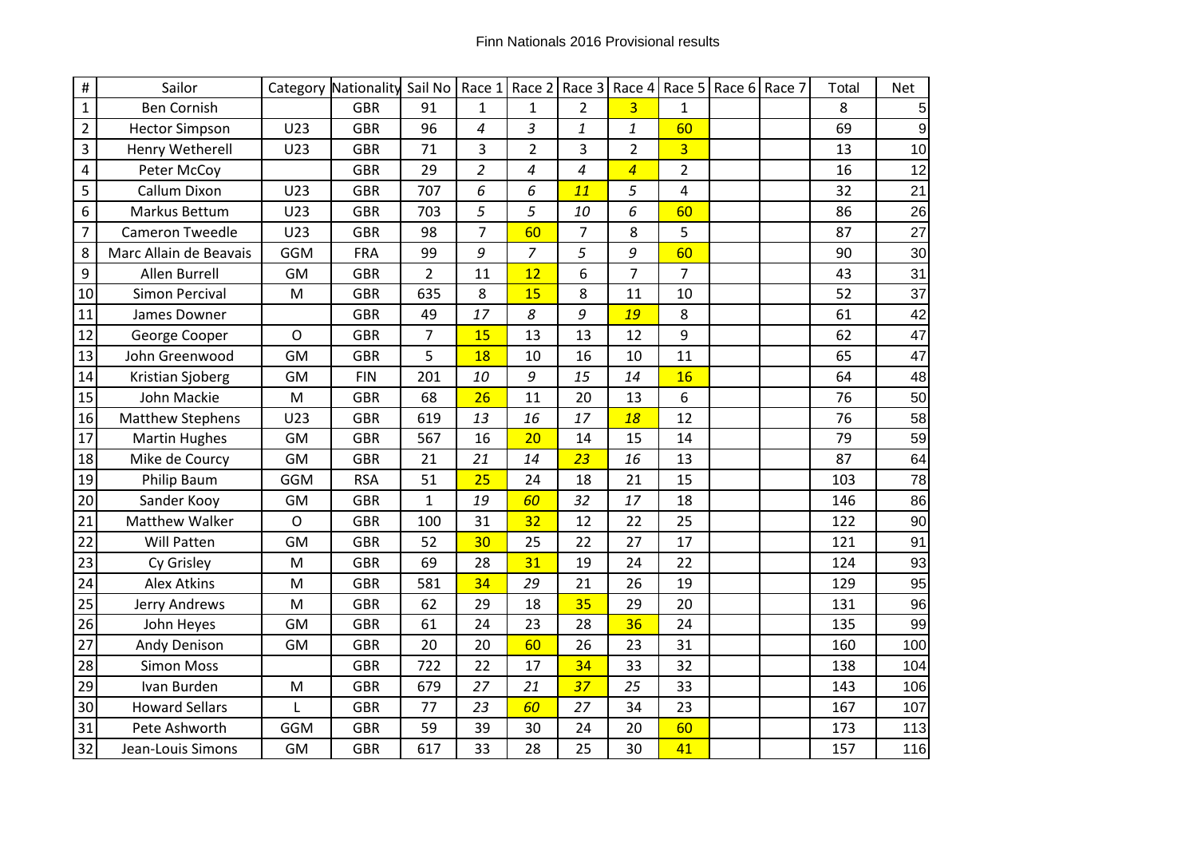Finn Nationals 2016 Provisional results

| # | Sailor | Category | Nationality | Sail No | Race 1 | Race 2 | Race 3 | Race 4 | Race 5 | Race 6 | Race 7 | Total | Net |
|---|---|---|---|---|---|---|---|---|---|---|---|---|---|
| 1 | Ben Cornish | | GBR | 91 | 1 | 1 | 2 | 3 | 1 | | | 8 | 5 |
| 2 | Hector Simpson | U23 | GBR | 96 | *4* | *3* | *1* | *1* | 60 | | | 69 | 9 |
| 3 | Henry Wetherell | U23 | GBR | 71 | 3 | 2 | 3 | 2 | 3 | | | 13 | 10 |
| 4 | Peter McCoy | | GBR | 29 | *2* | *4* | *4* | *4* | 2 | | | 16 | 12 |
| 5 | Callum Dixon | U23 | GBR | 707 | *6* | *6* | *11* | *5* | 4 | | | 32 | 21 |
| 6 | Markus Bettum | U23 | GBR | 703 | *5* | *5* | *10* | *6* | 60 | | | 86 | 26 |
| 7 | Cameron Tweedle | U23 | GBR | 98 | 7 | 60 | 7 | 8 | 5 | | | 87 | 27 |
| 8 | Marc Allain de Beavais | GGM | FRA | 99 | *9* | *7* | *5* | *9* | 60 | | | 90 | 30 |
| 9 | Allen Burrell | GM | GBR | 2 | 11 | 12 | 6 | 7 | 7 | | | 43 | 31 |
| 10 | Simon Percival | M | GBR | 635 | 8 | 15 | 8 | 11 | 10 | | | 52 | 37 |
| 11 | James Downer | | GBR | 49 | *17* | *8* | *9* | *19* | 8 | | | 61 | 42 |
| 12 | George Cooper | O | GBR | 7 | 15 | 13 | 13 | 12 | 9 | | | 62 | 47 |
| 13 | John Greenwood | GM | GBR | 5 | 18 | 10 | 16 | 10 | 11 | | | 65 | 47 |
| 14 | Kristian Sjoberg | GM | FIN | 201 | *10* | *9* | *15* | *14* | 16 | | | 64 | 48 |
| 15 | John Mackie | M | GBR | 68 | 26 | 11 | 20 | 13 | 6 | | | 76 | 50 |
| 16 | Matthew Stephens | U23 | GBR | 619 | *13* | *16* | *17* | *18* | 12 | | | 76 | 58 |
| 17 | Martin Hughes | GM | GBR | 567 | 16 | 20 | 14 | 15 | 14 | | | 79 | 59 |
| 18 | Mike de Courcy | GM | GBR | 21 | *21* | *14* | *23* | *16* | 13 | | | 87 | 64 |
| 19 | Philip Baum | GGM | RSA | 51 | 25 | 24 | 18 | 21 | 15 | | | 103 | 78 |
| 20 | Sander Kooy | GM | GBR | 1 | *19* | *60* | *32* | *17* | 18 | | | 146 | 86 |
| 21 | Matthew Walker | O | GBR | 100 | 31 | 32 | 12 | 22 | 25 | | | 122 | 90 |
| 22 | Will Patten | GM | GBR | 52 | 30 | 25 | 22 | 27 | 17 | | | 121 | 91 |
| 23 | Cy Grisley | M | GBR | 69 | 28 | 31 | 19 | 24 | 22 | | | 124 | 93 |
| 24 | Alex Atkins | M | GBR | 581 | 34 | *29* | 21 | 26 | 19 | | | 129 | 95 |
| 25 | Jerry Andrews | M | GBR | 62 | 29 | 18 | 35 | 29 | 20 | | | 131 | 96 |
| 26 | John Heyes | GM | GBR | 61 | 24 | 23 | 28 | 36 | 24 | | | 135 | 99 |
| 27 | Andy Denison | GM | GBR | 20 | 20 | 60 | 26 | 23 | 31 | | | 160 | 100 |
| 28 | Simon Moss | | GBR | 722 | 22 | 17 | 34 | 33 | 32 | | | 138 | 104 |
| 29 | Ivan Burden | M | GBR | 679 | *27* | *21* | *37* | *25* | 33 | | | 143 | 106 |
| 30 | Howard Sellars | L | GBR | 77 | *23* | *60* | *27* | 34 | 23 | | | 167 | 107 |
| 31 | Pete Ashworth | GGM | GBR | 59 | 39 | 30 | 24 | 20 | 60 | | | 173 | 113 |
| 32 | Jean-Louis Simons | GM | GBR | 617 | 33 | 28 | 25 | 30 | 41 | | | 157 | 116 |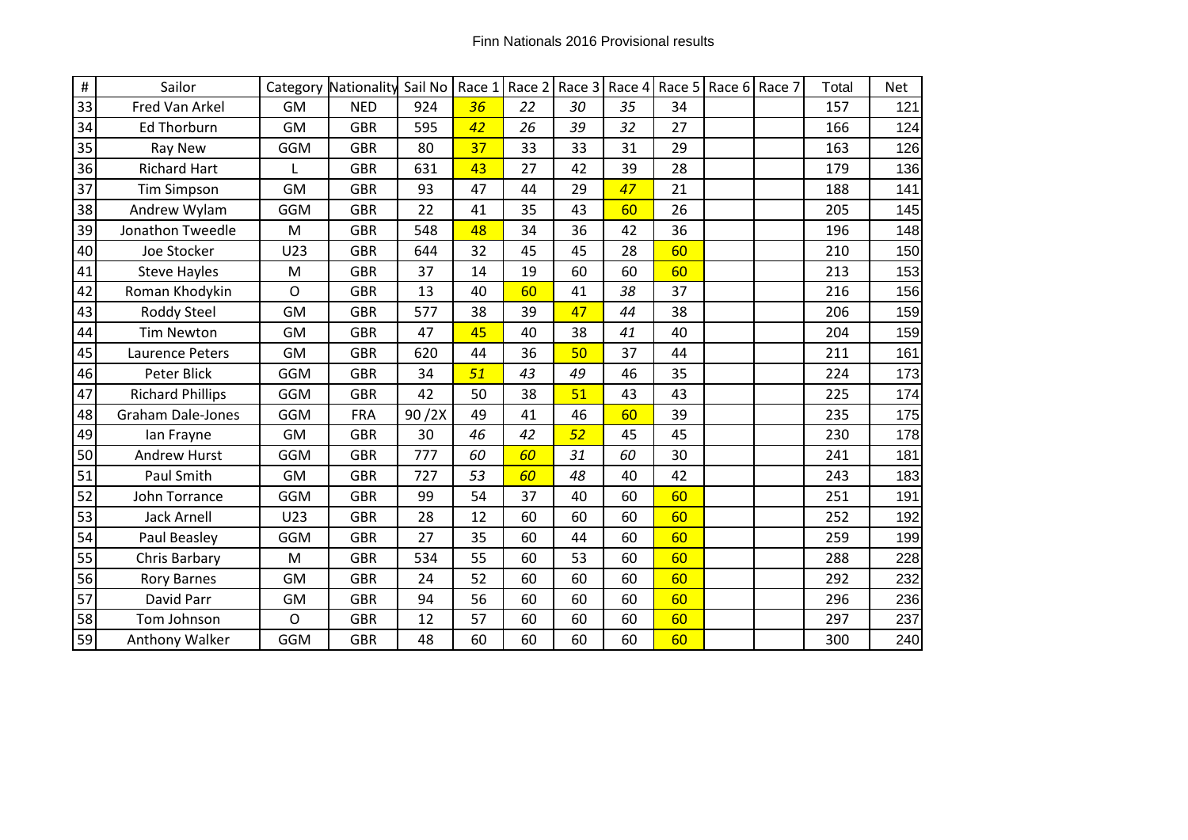Finn Nationals 2016 Provisional results

| # | Sailor | Category | Nationality | Sail No | Race 1 | Race 2 | Race 3 | Race 4 | Race 5 | Race 6 | Race 7 | Total | Net |
|---|---|---|---|---|---|---|---|---|---|---|---|---|---|
| 33 | Fred Van Arkel | GM | NED | 924 | *36* | *22* | *30* | *35* | 34 | | | 157 | 121 |
| 34 | Ed Thorburn | GM | GBR | 595 | *42* | *26* | *39* | *32* | 27 | | | 166 | 124 |
| 35 | Ray New | GGM | GBR | 80 | 37 | 33 | 33 | 31 | 29 | | | 163 | 126 |
| 36 | Richard Hart | L | GBR | 631 | 43 | 27 | 42 | 39 | 28 | | | 179 | 136 |
| 37 | Tim Simpson | GM | GBR | 93 | 47 | 44 | 29 | *47* | 21 | | | 188 | 141 |
| 38 | Andrew Wylam | GGM | GBR | 22 | 41 | 35 | 43 | 60 | 26 | | | 205 | 145 |
| 39 | Jonathon Tweedle | M | GBR | 548 | 48 | 34 | 36 | 42 | 36 | | | 196 | 148 |
| 40 | Joe Stocker | U23 | GBR | 644 | 32 | 45 | 45 | 28 | 60 | | | 210 | 150 |
| 41 | Steve Hayles | M | GBR | 37 | 14 | 19 | 60 | 60 | 60 | | | 213 | 153 |
| 42 | Roman Khodykin | O | GBR | 13 | 40 | 60 | 41 | *38* | 37 | | | 216 | 156 |
| 43 | Roddy Steel | GM | GBR | 577 | 38 | 39 | 47 | *44* | 38 | | | 206 | 159 |
| 44 | Tim Newton | GM | GBR | 47 | 45 | 40 | 38 | *41* | 40 | | | 204 | 159 |
| 45 | Laurence Peters | GM | GBR | 620 | 44 | 36 | 50 | 37 | 44 | | | 211 | 161 |
| 46 | Peter Blick | GGM | GBR | 34 | *51* | *43* | *49* | 46 | 35 | | | 224 | 173 |
| 47 | Richard Phillips | GGM | GBR | 42 | 50 | 38 | 51 | 43 | 43 | | | 225 | 174 |
| 48 | Graham Dale-Jones | GGM | FRA | 90 /2X | 49 | 41 | 46 | 60 | 39 | | | 235 | 175 |
| 49 | Ian Frayne | GM | GBR | 30 | *46* | *42* | *52* | 45 | 45 | | | 230 | 178 |
| 50 | Andrew Hurst | GGM | GBR | 777 | *60* | *60* | *31* | *60* | 30 | | | 241 | 181 |
| 51 | Paul Smith | GM | GBR | 727 | *53* | *60* | *48* | 40 | 42 | | | 243 | 183 |
| 52 | John Torrance | GGM | GBR | 99 | 54 | 37 | 40 | 60 | 60 | | | 251 | 191 |
| 53 | Jack Arnell | U23 | GBR | 28 | 12 | 60 | 60 | 60 | 60 | | | 252 | 192 |
| 54 | Paul Beasley | GGM | GBR | 27 | 35 | 60 | 44 | 60 | 60 | | | 259 | 199 |
| 55 | Chris Barbary | M | GBR | 534 | 55 | 60 | 53 | 60 | 60 | | | 288 | 228 |
| 56 | Rory Barnes | GM | GBR | 24 | 52 | 60 | 60 | 60 | 60 | | | 292 | 232 |
| 57 | David Parr | GM | GBR | 94 | 56 | 60 | 60 | 60 | 60 | | | 296 | 236 |
| 58 | Tom Johnson | O | GBR | 12 | 57 | 60 | 60 | 60 | 60 | | | 297 | 237 |
| 59 | Anthony Walker | GGM | GBR | 48 | 60 | 60 | 60 | 60 | 60 | | | 300 | 240 |